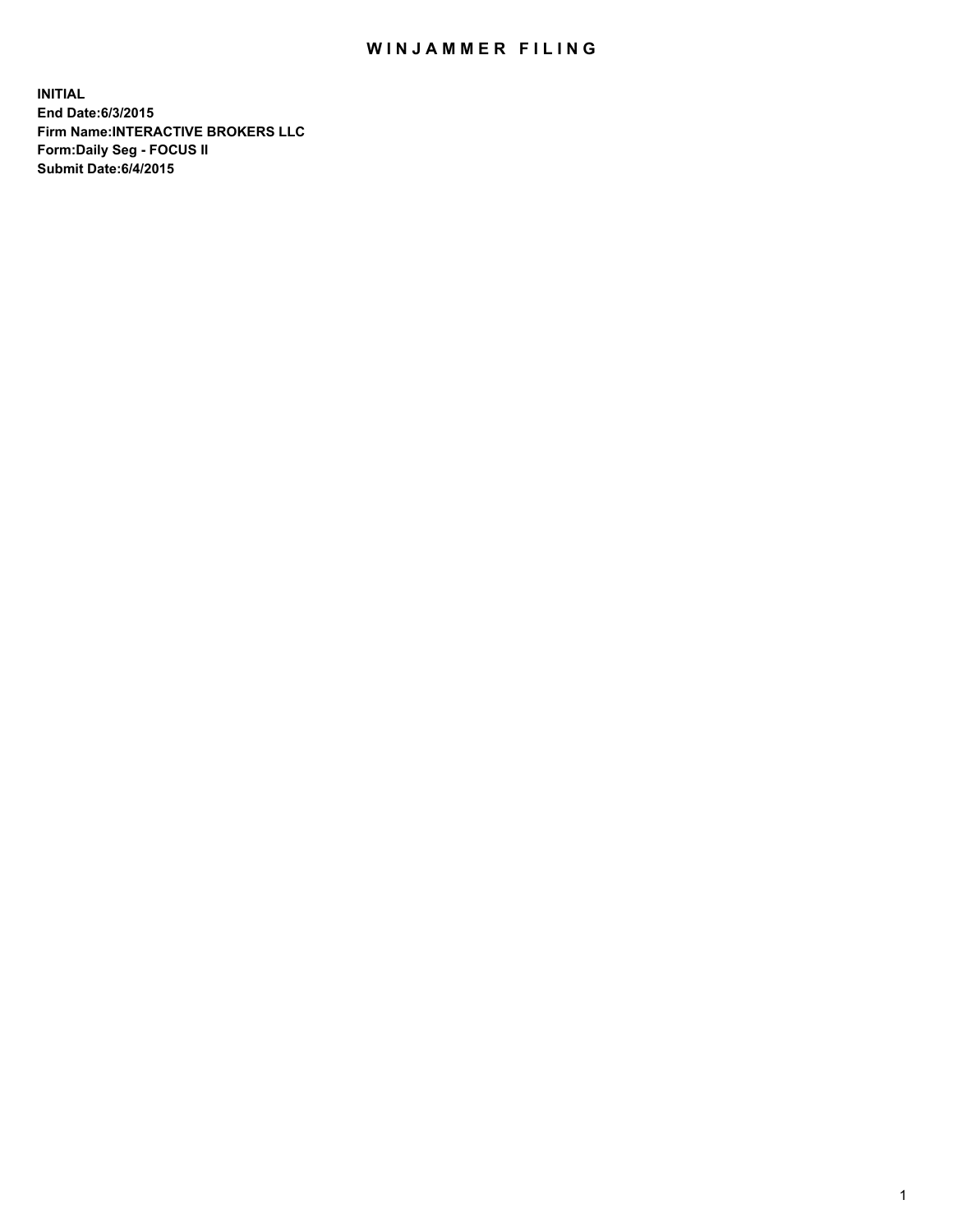# WINJAMMER FILING

**INITIAL**
**End Date:6/3/2015**
**Firm Name:INTERACTIVE BROKERS LLC**
**Form:Daily Seg - FOCUS II**
**Submit Date:6/4/2015**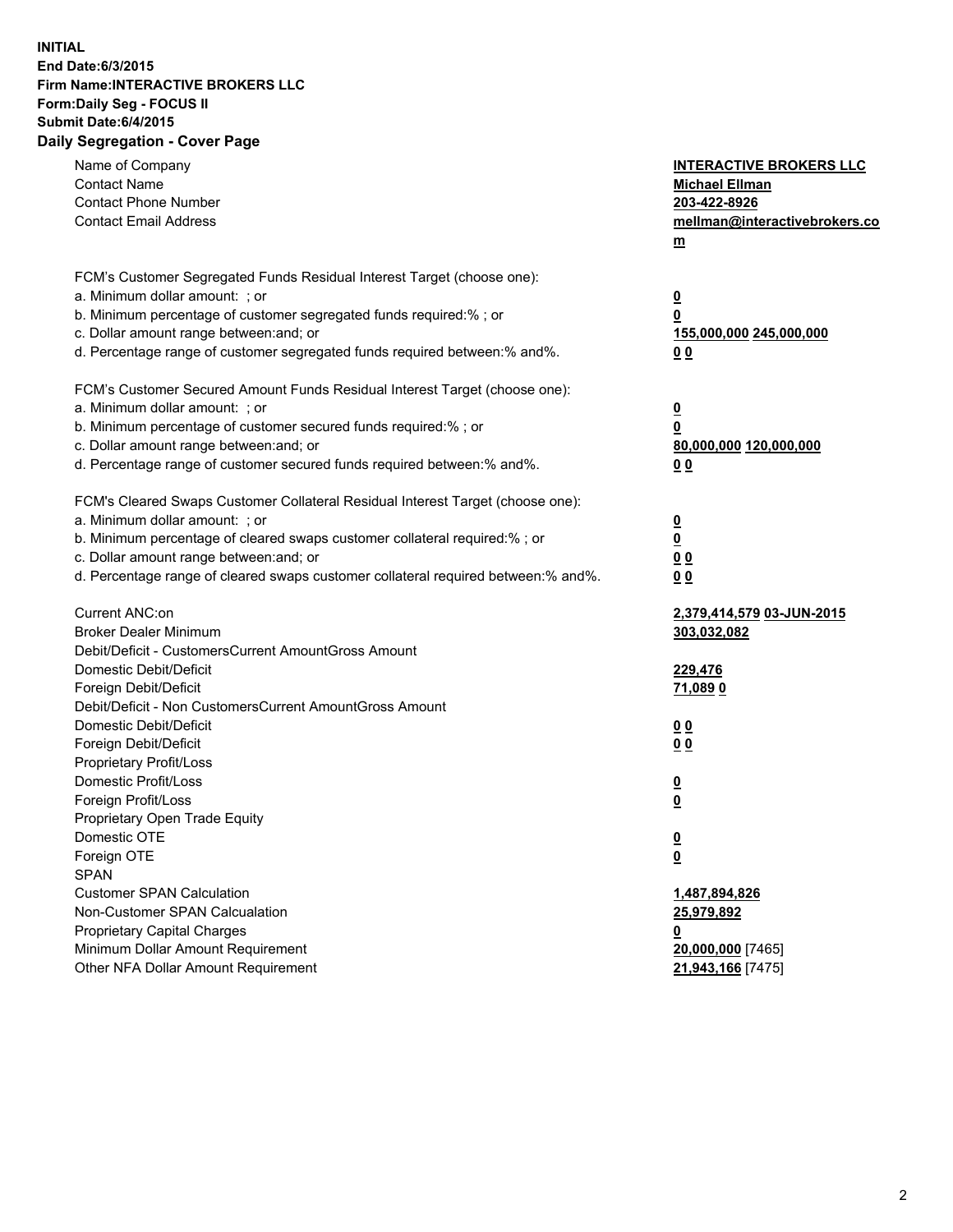**INITIAL**
**End Date:6/3/2015**
**Firm Name:INTERACTIVE BROKERS LLC**
**Form:Daily Seg - FOCUS II**
**Submit Date:6/4/2015**
**Daily Segregation - Cover Page**

| | |
|---|---|
| Name of Company | **INTERACTIVE BROKERS LLC** |
| Contact Name | **Michael Ellman** |
| Contact Phone Number | **203-422-8926** |
| Contact Email Address | **mellman@interactivebrokers.com** |
| FCM's Customer Segregated Funds Residual Interest Target (choose one): | |
| a. Minimum dollar amount: ; or | **0** |
| b. Minimum percentage of customer segregated funds required:% ; or | **0** |
| c. Dollar amount range between:and; or | **155,000,000** **245,000,000** |
| d. Percentage range of customer segregated funds required between:% and%. | **0** **0** |
| FCM's Customer Secured Amount Funds Residual Interest Target (choose one): | |
| a. Minimum dollar amount: ; or | **0** |
| b. Minimum percentage of customer secured funds required:% ; or | **0** |
| c. Dollar amount range between:and; or | **80,000,000** **120,000,000** |
| d. Percentage range of customer secured funds required between:% and%. | **0** **0** |
| FCM's Cleared Swaps Customer Collateral Residual Interest Target (choose one): | |
| a. Minimum dollar amount: ; or | **0** |
| b. Minimum percentage of cleared swaps customer collateral required:% ; or | **0** |
| c. Dollar amount range between:and; or | **0** **0** |
| d. Percentage range of cleared swaps customer collateral required between:% and%. | **0** **0** |
| Current ANC:on | **2,379,414,579** **03-JUN-2015** |
| Broker Dealer Minimum | **303,032,082** |
| Debit/Deficit - CustomersCurrent AmountGross Amount | |
| Domestic Debit/Deficit | **229,476** |
| Foreign Debit/Deficit | **71,089** **0** |
| Debit/Deficit - Non CustomersCurrent AmountGross Amount | |
| Domestic Debit/Deficit | **0** **0** |
| Foreign Debit/Deficit | **0** **0** |
| Proprietary Profit/Loss | |
| Domestic Profit/Loss | **0** |
| Foreign Profit/Loss | **0** |
| Proprietary Open Trade Equity | |
| Domestic OTE | **0** |
| Foreign OTE | **0** |
| SPAN | |
| Customer SPAN Calculation | **1,487,894,826** |
| Non-Customer SPAN Calcualation | **25,979,892** |
| Proprietary Capital Charges | **0** |
| Minimum Dollar Amount Requirement | **20,000,000** [7465] |
| Other NFA Dollar Amount Requirement | **21,943,166** [7475] |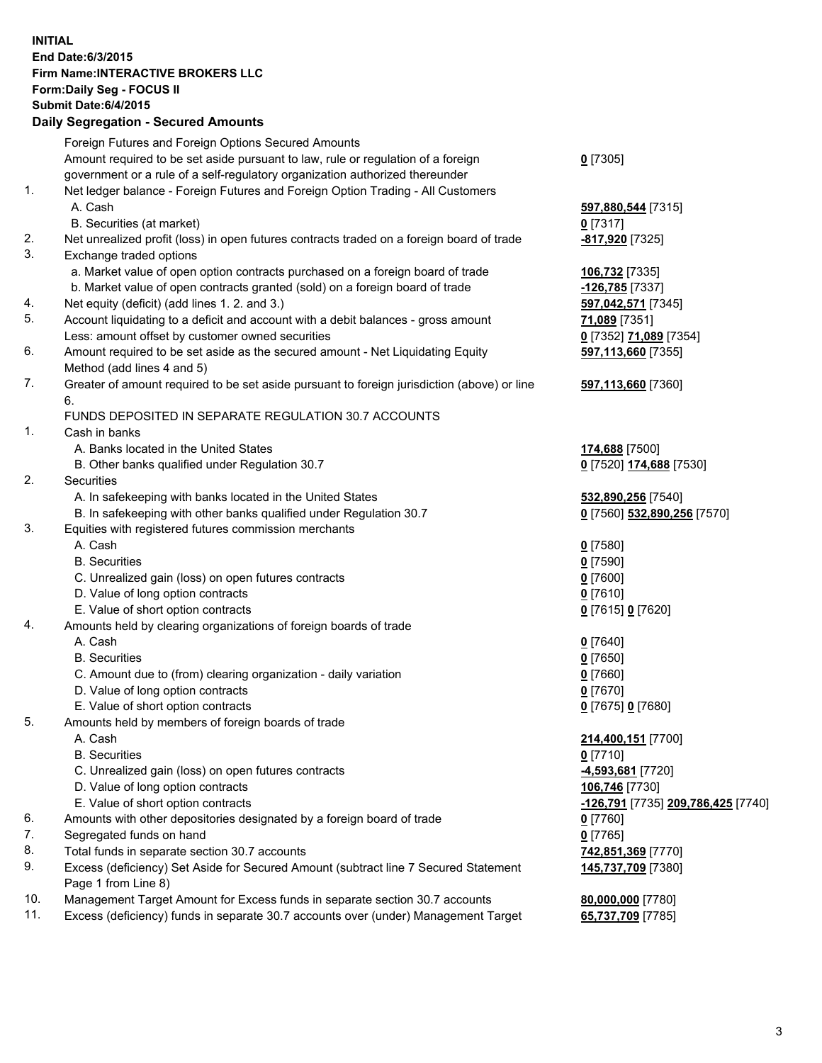**INITIAL**
**End Date:6/3/2015**
**Firm Name:INTERACTIVE BROKERS LLC**
**Form:Daily Seg - FOCUS II**
**Submit Date:6/4/2015**
**Daily Segregation - Secured Amounts**

| | | |
|---|---|---|
| | Foreign Futures and Foreign Options Secured Amounts | |
| | Amount required to be set aside pursuant to law, rule or regulation of a foreign government or a rule of a self-regulatory organization authorized thereunder | **0** [7305] |
| 1. | Net ledger balance - Foreign Futures and Foreign Option Trading - All Customers | |
| | A. Cash | **597,880,544** [7315] |
| | B. Securities (at market) | **0** [7317] |
| 2. | Net unrealized profit (loss) in open futures contracts traded on a foreign board of trade | **-817,920** [7325] |
| 3. | Exchange traded options | |
| | a. Market value of open option contracts purchased on a foreign board of trade | **106,732** [7335] |
| | b. Market value of open contracts granted (sold) on a foreign board of trade | **-126,785** [7337] |
| 4. | Net equity (deficit) (add lines 1. 2. and 3.) | **597,042,571** [7345] |
| 5. | Account liquidating to a deficit and account with a debit balances - gross amount | **71,089** [7351] |
| | Less: amount offset by customer owned securities | **0** [7352] **71,089** [7354] |
| 6. | Amount required to be set aside as the secured amount - Net Liquidating Equity Method (add lines 4 and 5) | **597,113,660** [7355] |
| 7. | Greater of amount required to be set aside pursuant to foreign jurisdiction (above) or line 6. | **597,113,660** [7360] |
| | FUNDS DEPOSITED IN SEPARATE REGULATION 30.7 ACCOUNTS | |
| 1. | Cash in banks | |
| | A. Banks located in the United States | **174,688** [7500] |
| | B. Other banks qualified under Regulation 30.7 | **0** [7520] **174,688** [7530] |
| 2. | Securities | |
| | A. In safekeeping with banks located in the United States | **532,890,256** [7540] |
| | B. In safekeeping with other banks qualified under Regulation 30.7 | **0** [7560] **532,890,256** [7570] |
| 3. | Equities with registered futures commission merchants | |
| | A. Cash | **0** [7580] |
| | B. Securities | **0** [7590] |
| | C. Unrealized gain (loss) on open futures contracts | **0** [7600] |
| | D. Value of long option contracts | **0** [7610] |
| | E. Value of short option contracts | **0** [7615] **0** [7620] |
| 4. | Amounts held by clearing organizations of foreign boards of trade | |
| | A. Cash | **0** [7640] |
| | B. Securities | **0** [7650] |
| | C. Amount due to (from) clearing organization - daily variation | **0** [7660] |
| | D. Value of long option contracts | **0** [7670] |
| | E. Value of short option contracts | **0** [7675] **0** [7680] |
| 5. | Amounts held by members of foreign boards of trade | |
| | A. Cash | **214,400,151** [7700] |
| | B. Securities | **0** [7710] |
| | C. Unrealized gain (loss) on open futures contracts | **-4,593,681** [7720] |
| | D. Value of long option contracts | **106,746** [7730] |
| | E. Value of short option contracts | **-126,791** [7735] **209,786,425** [7740] |
| 6. | Amounts with other depositories designated by a foreign board of trade | **0** [7760] |
| 7. | Segregated funds on hand | **0** [7765] |
| 8. | Total funds in separate section 30.7 accounts | **742,851,369** [7770] |
| 9. | Excess (deficiency) Set Aside for Secured Amount (subtract line 7 Secured Statement Page 1 from Line 8) | **145,737,709** [7380] |
| 10. | Management Target Amount for Excess funds in separate section 30.7 accounts | **80,000,000** [7780] |
| 11. | Excess (deficiency) funds in separate 30.7 accounts over (under) Management Target | **65,737,709** [7785] |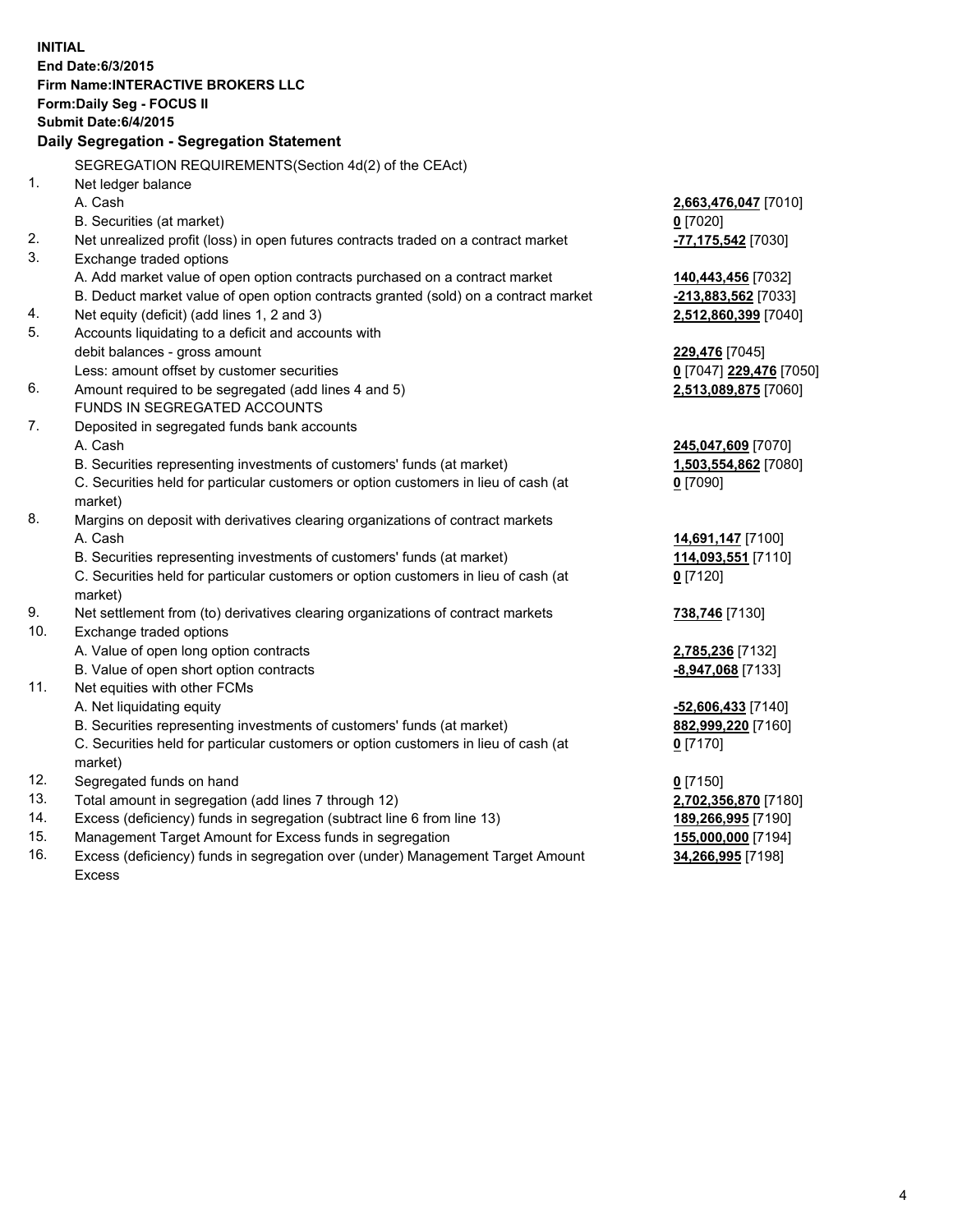**INITIAL**
**End Date:6/3/2015**
**Firm Name:INTERACTIVE BROKERS LLC**
**Form:Daily Seg - FOCUS II**
**Submit Date:6/4/2015**

**Daily Segregation - Segregation Statement**

SEGREGATION REQUIREMENTS(Section 4d(2) of the CEAct)

| | | |
|---|---|---|
| 1. | Net ledger balance | |
| | A. Cash | **2,663,476,047** [7010] |
| | B. Securities (at market) | **0** [7020] |
| 2. | Net unrealized profit (loss) in open futures contracts traded on a contract market | **-77,175,542** [7030] |
| 3. | Exchange traded options | |
| | A. Add market value of open option contracts purchased on a contract market | **140,443,456** [7032] |
| | B. Deduct market value of open option contracts granted (sold) on a contract market | **-213,883,562** [7033] |
| 4. | Net equity (deficit) (add lines 1, 2 and 3) | **2,512,860,399** [7040] |
| 5. | Accounts liquidating to a deficit and accounts with | |
| | debit balances - gross amount | **229,476** [7045] |
| | Less: amount offset by customer securities | **0** [7047] **229,476** [7050] |
| 6. | Amount required to be segregated (add lines 4 and 5) | **2,513,089,875** [7060] |
| | FUNDS IN SEGREGATED ACCOUNTS | |
| 7. | Deposited in segregated funds bank accounts | |
| | A. Cash | **245,047,609** [7070] |
| | B. Securities representing investments of customers' funds (at market) | **1,503,554,862** [7080] |
| | C. Securities held for particular customers or option customers in lieu of cash (at market) | **0** [7090] |
| 8. | Margins on deposit with derivatives clearing organizations of contract markets | |
| | A. Cash | **14,691,147** [7100] |
| | B. Securities representing investments of customers' funds (at market) | **114,093,551** [7110] |
| | C. Securities held for particular customers or option customers in lieu of cash (at market) | **0** [7120] |
| 9. | Net settlement from (to) derivatives clearing organizations of contract markets | **738,746** [7130] |
| 10. | Exchange traded options | |
| | A. Value of open long option contracts | **2,785,236** [7132] |
| | B. Value of open short option contracts | **-8,947,068** [7133] |
| 11. | Net equities with other FCMs | |
| | A. Net liquidating equity | **-52,606,433** [7140] |
| | B. Securities representing investments of customers' funds (at market) | **882,999,220** [7160] |
| | C. Securities held for particular customers or option customers in lieu of cash (at market) | **0** [7170] |
| 12. | Segregated funds on hand | **0** [7150] |
| 13. | Total amount in segregation (add lines 7 through 12) | **2,702,356,870** [7180] |
| 14. | Excess (deficiency) funds in segregation (subtract line 6 from line 13) | **189,266,995** [7190] |
| 15. | Management Target Amount for Excess funds in segregation | **155,000,000** [7194] |
| 16. | Excess (deficiency) funds in segregation over (under) Management Target Amount Excess | **34,266,995** [7198] |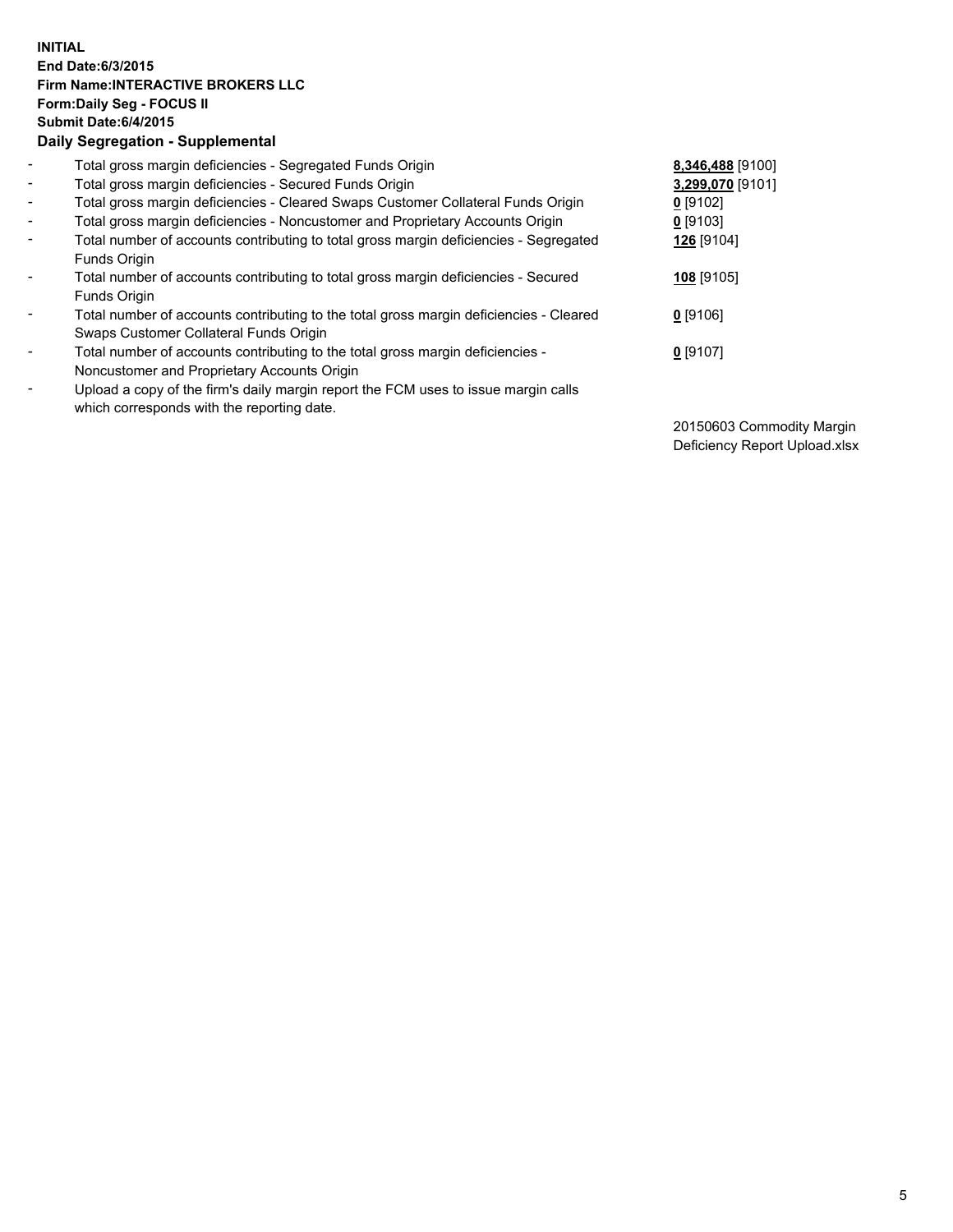**INITIAL**
**End Date:6/3/2015**
**Firm Name:INTERACTIVE BROKERS LLC**
**Form:Daily Seg - FOCUS II**
**Submit Date:6/4/2015**

**Daily Segregation - Supplemental**

| | | |
|---|---|---|
| - | Total gross margin deficiencies - Segregated Funds Origin | **8,346,488** [9100] |
| - | Total gross margin deficiencies - Secured Funds Origin | **3,299,070** [9101] |
| - | Total gross margin deficiencies - Cleared Swaps Customer Collateral Funds Origin | **0** [9102] |
| - | Total gross margin deficiencies - Noncustomer and Proprietary Accounts Origin | **0** [9103] |
| - | Total number of accounts contributing to total gross margin deficiencies - Segregated Funds Origin | **126** [9104] |
| - | Total number of accounts contributing to total gross margin deficiencies - Secured Funds Origin | **108** [9105] |
| - | Total number of accounts contributing to the total gross margin deficiencies - Cleared Swaps Customer Collateral Funds Origin | **0** [9106] |
| - | Total number of accounts contributing to the total gross margin deficiencies - Noncustomer and Proprietary Accounts Origin | **0** [9107] |
| - | Upload a copy of the firm's daily margin report the FCM uses to issue margin calls which corresponds with the reporting date. | 20150603 Commodity Margin Deficiency Report Upload.xlsx |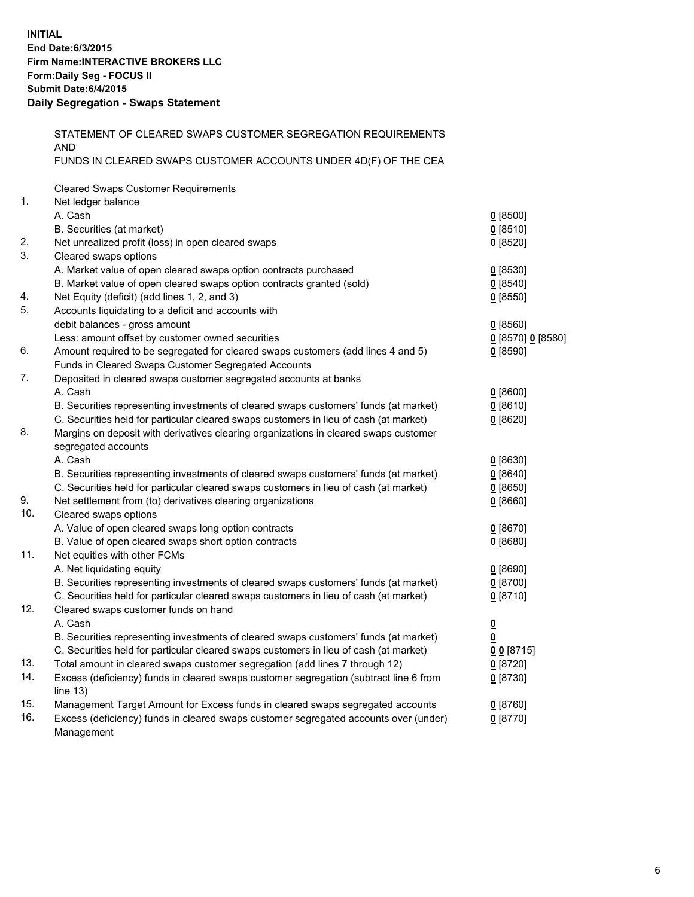**INITIAL**
**End Date:6/3/2015**
**Firm Name:INTERACTIVE BROKERS LLC**
**Form:Daily Seg - FOCUS II**
**Submit Date:6/4/2015**
**Daily Segregation - Swaps Statement**

STATEMENT OF CLEARED SWAPS CUSTOMER SEGREGATION REQUIREMENTS AND FUNDS IN CLEARED SWAPS CUSTOMER ACCOUNTS UNDER 4D(F) OF THE CEA

| | | |
|---|---|---|
| | Cleared Swaps Customer Requirements | |
| 1. | Net ledger balance | |
| | A. Cash | 0 [8500] |
| | B. Securities (at market) | 0 [8510] |
| 2. | Net unrealized profit (loss) in open cleared swaps | 0 [8520] |
| 3. | Cleared swaps options | |
| | A. Market value of open cleared swaps option contracts purchased | 0 [8530] |
| | B. Market value of open cleared swaps option contracts granted (sold) | 0 [8540] |
| 4. | Net Equity (deficit) (add lines 1, 2, and 3) | 0 [8550] |
| 5. | Accounts liquidating to a deficit and accounts with debit balances - gross amount | 0 [8560] |
| | Less: amount offset by customer owned securities | 0 [8570] 0 [8580] |
| 6. | Amount required to be segregated for cleared swaps customers (add lines 4 and 5) | 0 [8590] |
| | Funds in Cleared Swaps Customer Segregated Accounts | |
| 7. | Deposited in cleared swaps customer segregated accounts at banks | |
| | A. Cash | 0 [8600] |
| | B. Securities representing investments of cleared swaps customers' funds (at market) | 0 [8610] |
| | C. Securities held for particular cleared swaps customers in lieu of cash (at market) | 0 [8620] |
| 8. | Margins on deposit with derivatives clearing organizations in cleared swaps customer segregated accounts | |
| | A. Cash | 0 [8630] |
| | B. Securities representing investments of cleared swaps customers' funds (at market) | 0 [8640] |
| | C. Securities held for particular cleared swaps customers in lieu of cash (at market) | 0 [8650] |
| 9. | Net settlement from (to) derivatives clearing organizations | 0 [8660] |
| 10. | Cleared swaps options | |
| | A. Value of open cleared swaps long option contracts | 0 [8670] |
| | B. Value of open cleared swaps short option contracts | 0 [8680] |
| 11. | Net equities with other FCMs | |
| | A. Net liquidating equity | 0 [8690] |
| | B. Securities representing investments of cleared swaps customers' funds (at market) | 0 [8700] |
| | C. Securities held for particular cleared swaps customers in lieu of cash (at market) | 0 [8710] |
| 12. | Cleared swaps customer funds on hand | |
| | A. Cash | 0 |
| | B. Securities representing investments of cleared swaps customers' funds (at market) | 0 |
| | C. Securities held for particular cleared swaps customers in lieu of cash (at market) | 0 0 [8715] |
| 13. | Total amount in cleared swaps customer segregation (add lines 7 through 12) | 0 [8720] |
| 14. | Excess (deficiency) funds in cleared swaps customer segregation (subtract line 6 from line 13) | 0 [8730] |
| 15. | Management Target Amount for Excess funds in cleared swaps segregated accounts | 0 [8760] |
| 16. | Excess (deficiency) funds in cleared swaps customer segregated accounts over (under) Management | 0 [8770] |